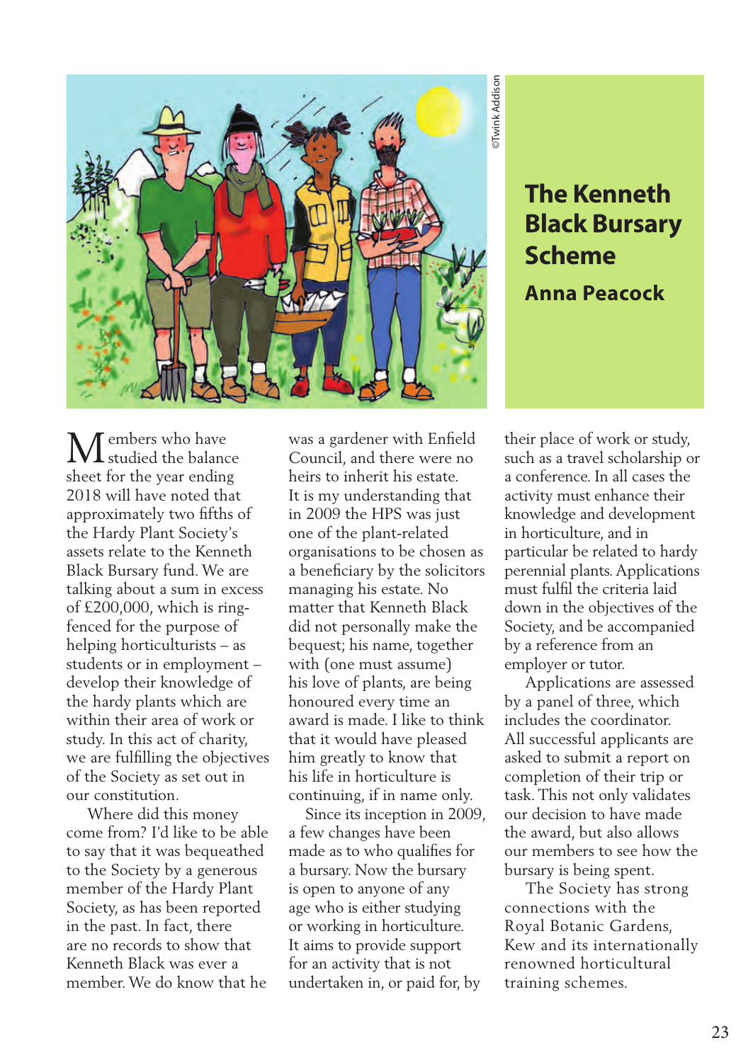# The Kenneth Black Bursary Scheme

## Anna Peacock

©Twink Addison

Members who have studied the balance sheet for the year ending 2018 will have noted that approximately two fifths of the Hardy Plant Society's assets relate to the Kenneth Black Bursary fund. We are talking about a sum in excess of £200,000, which is ring-fenced for the purpose of helping horticulturists – as students or in employment – develop their knowledge of the hardy plants which are within their area of work or study. In this act of charity, we are fulfilling the objectives of the Society as set out in our constitution.

Where did this money come from? I'd like to be able to say that it was bequeathed to the Society by a generous member of the Hardy Plant Society, as has been reported in the past. In fact, there are no records to show that Kenneth Black was ever a member. We do know that he was a gardener with Enfield Council, and there were no heirs to inherit his estate. It is my understanding that in 2009 the HPS was just one of the plant-related organisations to be chosen as a beneficiary by the solicitors managing his estate. No matter that Kenneth Black did not personally make the bequest; his name, together with (one must assume) his love of plants, are being honoured every time an award is made. I like to think that it would have pleased him greatly to know that his life in horticulture is continuing, if in name only.

Since its inception in 2009, a few changes have been made as to who qualifies for a bursary. Now the bursary is open to anyone of any age who is either studying or working in horticulture. It aims to provide support for an activity that is not undertaken in, or paid for, by their place of work or study, such as a travel scholarship or a conference. In all cases the activity must enhance their knowledge and development in horticulture, and in particular be related to hardy perennial plants. Applications must fulfil the criteria laid down in the objectives of the Society, and be accompanied by a reference from an employer or tutor.

Applications are assessed by a panel of three, which includes the coordinator. All successful applicants are asked to submit a report on completion of their trip or task. This not only validates our decision to have made the award, but also allows our members to see how the bursary is being spent.

The Society has strong connections with the Royal Botanic Gardens, Kew and its internationally renowned horticultural training schemes.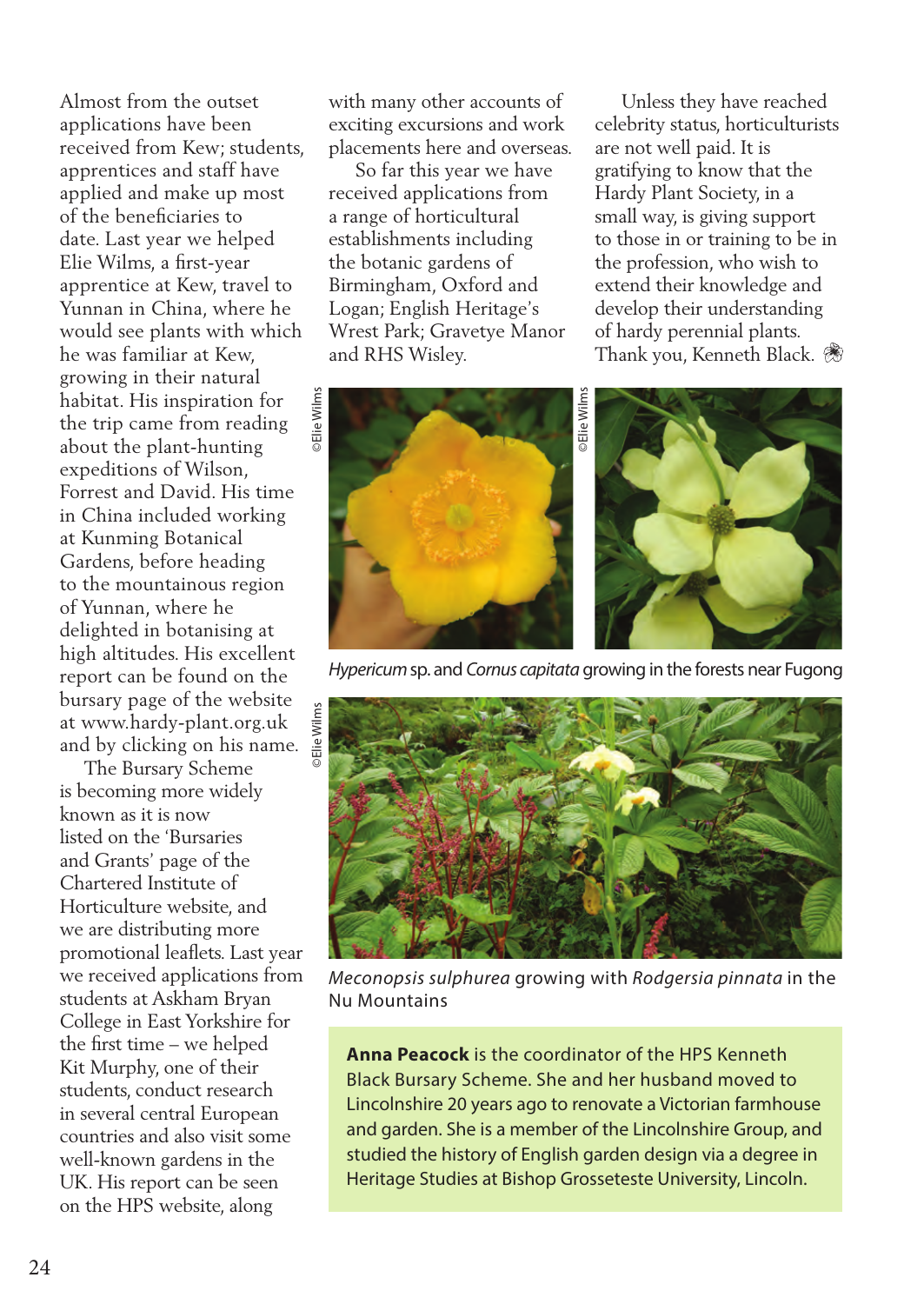Almost from the outset applications have been received from Kew; students, apprentices and staff have applied and make up most of the beneficiaries to date. Last year we helped Elie Wilms, a first-year apprentice at Kew, travel to Yunnan in China, where he would see plants with which he was familiar at Kew, growing in their natural habitat. His inspiration for the trip came from reading about the plant-hunting expeditions of Wilson, Forrest and David. His time in China included working at Kunming Botanical Gardens, before heading to the mountainous region of Yunnan, where he delighted in botanising at high altitudes. His excellent report can be found on the bursary page of the website at www.hardy-plant.org.uk and by clicking on his name.

The Bursary Scheme is becoming more widely known as it is now listed on the 'Bursaries and Grants' page of the Chartered Institute of Horticulture website, and we are distributing more promotional leaflets. Last year we received applications from students at Askham Bryan College in East Yorkshire for the first time – we helped Kit Murphy, one of their students, conduct research in several central European countries and also visit some well-known gardens in the UK. His report can be seen on the HPS website, along with many other accounts of exciting excursions and work placements here and overseas.

So far this year we have received applications from a range of horticultural establishments including the botanic gardens of Birmingham, Oxford and Logan; English Heritage's Wrest Park; Gravetye Manor and RHS Wisley.

Unless they have reached celebrity status, horticulturists are not well paid. It is gratifying to know that the Hardy Plant Society, in a small way, is giving support to those in or training to be in the profession, who wish to extend their knowledge and develop their understanding of hardy perennial plants. Thank you, Kenneth Black.

©Elie Wilms

©Elie Wilms

*Hypericum* sp. and *Cornus capitata* growing in the forests near Fugong

©Elie Wilms

*Meconopsis sulphurea* growing with *Rodgersia pinnata* in the Nu Mountains

**Anna Peacock** is the coordinator of the HPS Kenneth Black Bursary Scheme. She and her husband moved to Lincolnshire 20 years ago to renovate a Victorian farmhouse and garden. She is a member of the Lincolnshire Group, and studied the history of English garden design via a degree in Heritage Studies at Bishop Grosseteste University, Lincoln.